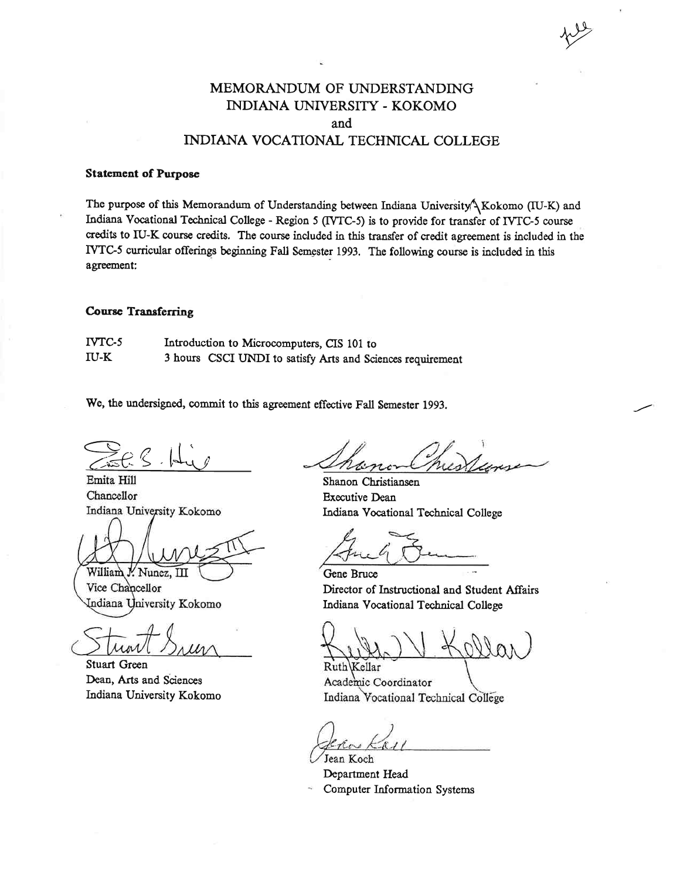# MEMORANDUM OF UNDERSTANDING
# INDIANA UNIVERSITY - KOKOMO
# and
# INDIANA VOCATIONAL TECHNICAL COLLEGE

**Statement of Purpose**

The purpose of this Memorandum of Understanding between Indiana University-Kokomo (IU-K) and Indiana Vocational Technical College - Region 5 (IVTC-5) is to provide for transfer of IVTC-5 course credits to IU-K course credits. The course included in this transfer of credit agreement is included in the IVTC-5 curricular offerings beginning Fall Semester 1993. The following course is included in this agreement:

**Course Transferring**

| | |
|---|---|
| IVTC-5 | Introduction to Microcomputers, CIS 101 to |
| IU-K | 3 hours CSCI UNDI to satisfy Arts and Sciences requirement |

We, the undersigned, commit to this agreement effective Fall Semester 1993.

Emita Hill
Chancellor
Indiana University Kokomo

William J. Nunez, III
Vice Chancellor
Indiana University Kokomo

Stuart Green
Dean, Arts and Sciences
Indiana University Kokomo

Shanon Christiansen
Executive Dean
Indiana Vocational Technical College

Gene Bruce
Director of Instructional and Student Affairs
Indiana Vocational Technical College

Ruth Kellar
Academic Coordinator
Indiana Vocational Technical College

Jean Koch
Department Head
Computer Information Systems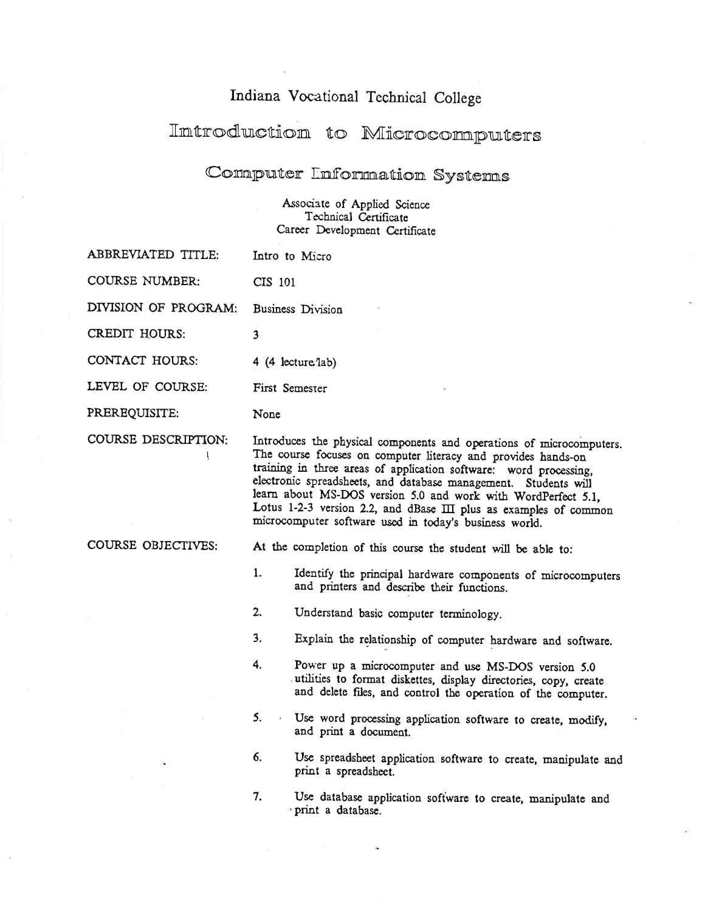# Indiana Vocational Technical College

## Introduction to Microcomputers

## Computer Information Systems

Associate of Applied Science
Technical Certificate
Career Development Certificate

| | |
|---|---|
| ABBREVIATED TITLE: | Intro to Micro |
| COURSE NUMBER: | CIS 101 |
| DIVISION OF PROGRAM: | Business Division |
| CREDIT HOURS: | 3 |
| CONTACT HOURS: | 4 (4 lecture/lab) |
| LEVEL OF COURSE: | First Semester |
| PREREQUISITE: | None |

**COURSE DESCRIPTION:**

Introduces the physical components and operations of microcomputers. The course focuses on computer literacy and provides hands-on training in three areas of application software: word processing, electronic spreadsheets, and database management. Students will learn about MS-DOS version 5.0 and work with WordPerfect 5.1, Lotus 1-2-3 version 2.2, and dBase III plus as examples of common microcomputer software used in today's business world.

**COURSE OBJECTIVES:**

At the completion of this course the student will be able to:

1. Identify the principal hardware components of microcomputers and printers and describe their functions.
2. Understand basic computer terminology.
3. Explain the relationship of computer hardware and software.
4. Power up a microcomputer and use MS-DOS version 5.0 utilities to format diskettes, display directories, copy, create and delete files, and control the operation of the computer.
5. Use word processing application software to create, modify, and print a document.
6. Use spreadsheet application software to create, manipulate and print a spreadsheet.
7. Use database application software to create, manipulate and print a database.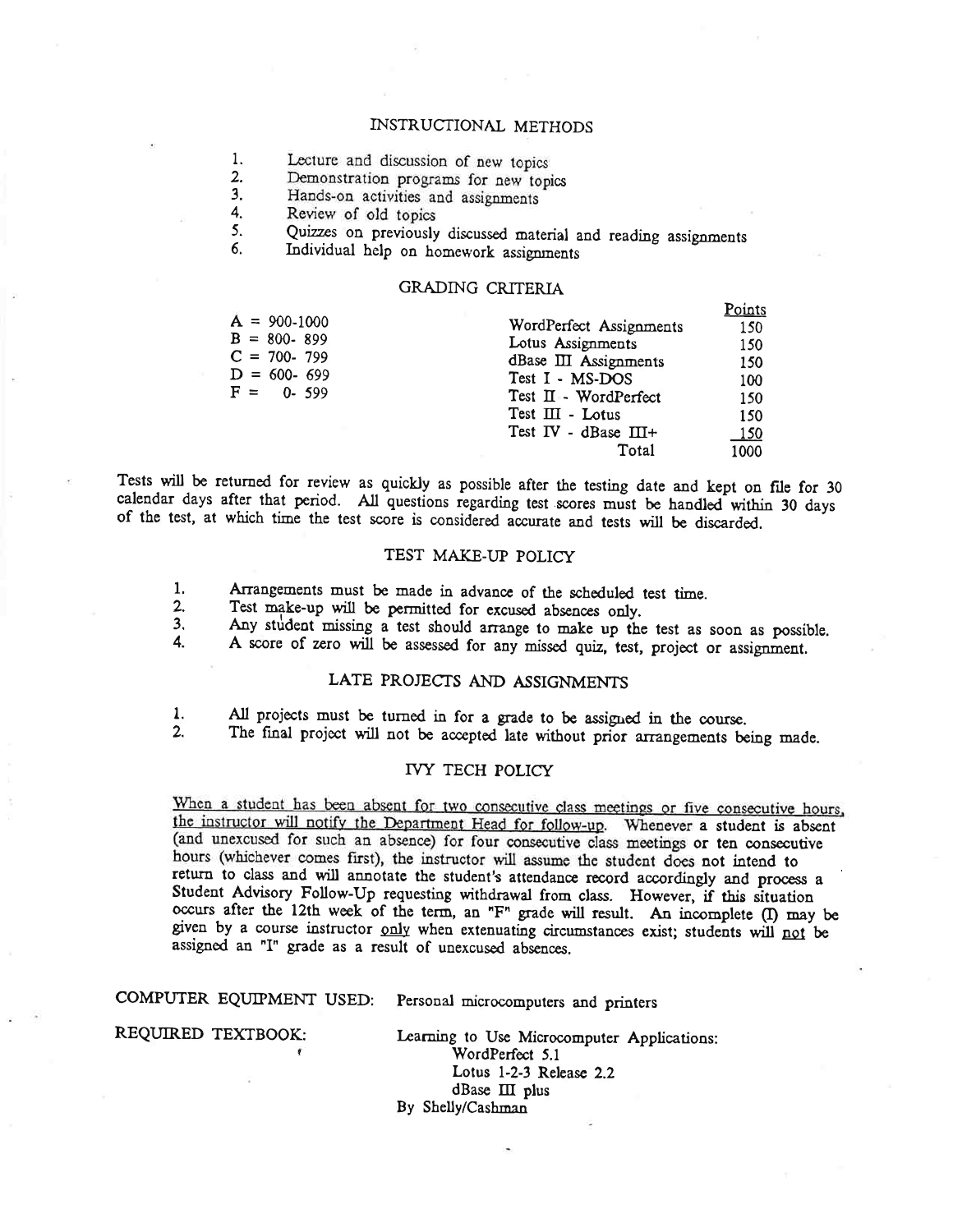## INSTRUCTIONAL METHODS

1. Lecture and discussion of new topics
2. Demonstration programs for new topics
3. Hands-on activities and assignments
4. Review of old topics
5. Quizzes on previously discussed material and reading assignments
6. Individual help on homework assignments

## GRADING CRITERIA

A = 900-1000
B = 800- 899
C = 700- 799
D = 600- 699
F = 0- 599

| | Points |
|---|---|
| WordPerfect Assignments | 150 |
| Lotus Assignments | 150 |
| dBase III Assignments | 150 |
| Test I - MS-DOS | 100 |
| Test II - WordPerfect | 150 |
| Test III - Lotus | 150 |
| Test IV - dBase III+ | 150 |
| Total | 1000 |

Tests will be returned for review as quickly as possible after the testing date and kept on file for 30 calendar days after that period. All questions regarding test scores must be handled within 30 days of the test, at which time the test score is considered accurate and tests will be discarded.

## TEST MAKE-UP POLICY

1. Arrangements must be made in advance of the scheduled test time.
2. Test make-up will be permitted for excused absences only.
3. Any student missing a test should arrange to make up the test as soon as possible.
4. A score of zero will be assessed for any missed quiz, test, project or assignment.

## LATE PROJECTS AND ASSIGNMENTS

1. All projects must be turned in for a grade to be assigned in the course.
2. The final project will not be accepted late without prior arrangements being made.

## IVY TECH POLICY

When a student has been absent for two consecutive class meetings or five consecutive hours, the instructor will notify the Department Head for follow-up. Whenever a student is absent (and unexcused for such an absence) for four consecutive class meetings or ten consecutive hours (whichever comes first), the instructor will assume the student does not intend to return to class and will annotate the student's attendance record accordingly and process a Student Advisory Follow-Up requesting withdrawal from class. However, if this situation occurs after the 12th week of the term, an "F" grade will result. An incomplete (I) may be given by a course instructor only when extenuating circumstances exist; students will not be assigned an "I" grade as a result of unexcused absences.

COMPUTER EQUIPMENT USED: Personal microcomputers and printers

REQUIRED TEXTBOOK: Learning to Use Microcomputer Applications:
WordPerfect 5.1
Lotus 1-2-3 Release 2.2
dBase III plus
By Shelly/Cashman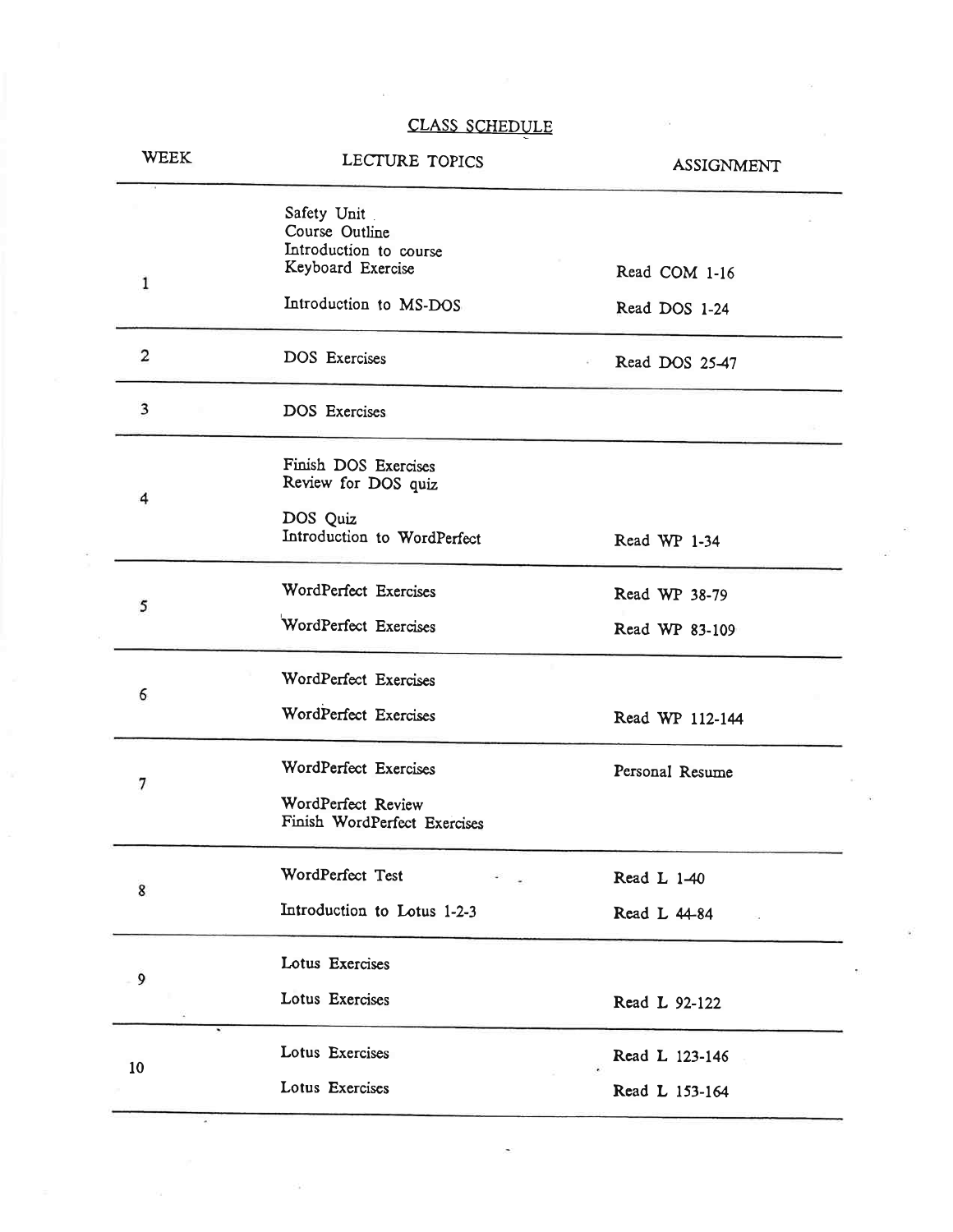# CLASS SCHEDULE

| WEEK | LECTURE TOPICS | ASSIGNMENT |
| --- | --- | --- |
| 1 | Safety Unit<br>Course Outline<br>Introduction to course<br>Keyboard Exercise | Read COM 1-16 |
| | Introduction to MS-DOS | Read DOS 1-24 |
| 2 | DOS Exercises | Read DOS 25-47 |
| 3 | DOS Exercises | |
| 4 | Finish DOS Exercises<br>Review for DOS quiz | |
| | DOS Quiz<br>Introduction to WordPerfect | Read WP 1-34 |
| 5 | WordPerfect Exercises | Read WP 38-79 |
| | WordPerfect Exercises | Read WP 83-109 |
| 6 | WordPerfect Exercises | |
| | WordPerfect Exercises | Read WP 112-144 |
| 7 | WordPerfect Exercises | Personal Resume |
| | WordPerfect Review<br>Finish WordPerfect Exercises | |
| 8 | WordPerfect Test | Read L 1-40 |
| | Introduction to Lotus 1-2-3 | Read L 44-84 |
| 9 | Lotus Exercises | |
| | Lotus Exercises | Read L 92-122 |
| 10 | Lotus Exercises | Read L 123-146 |
| | Lotus Exercises | Read L 153-164 |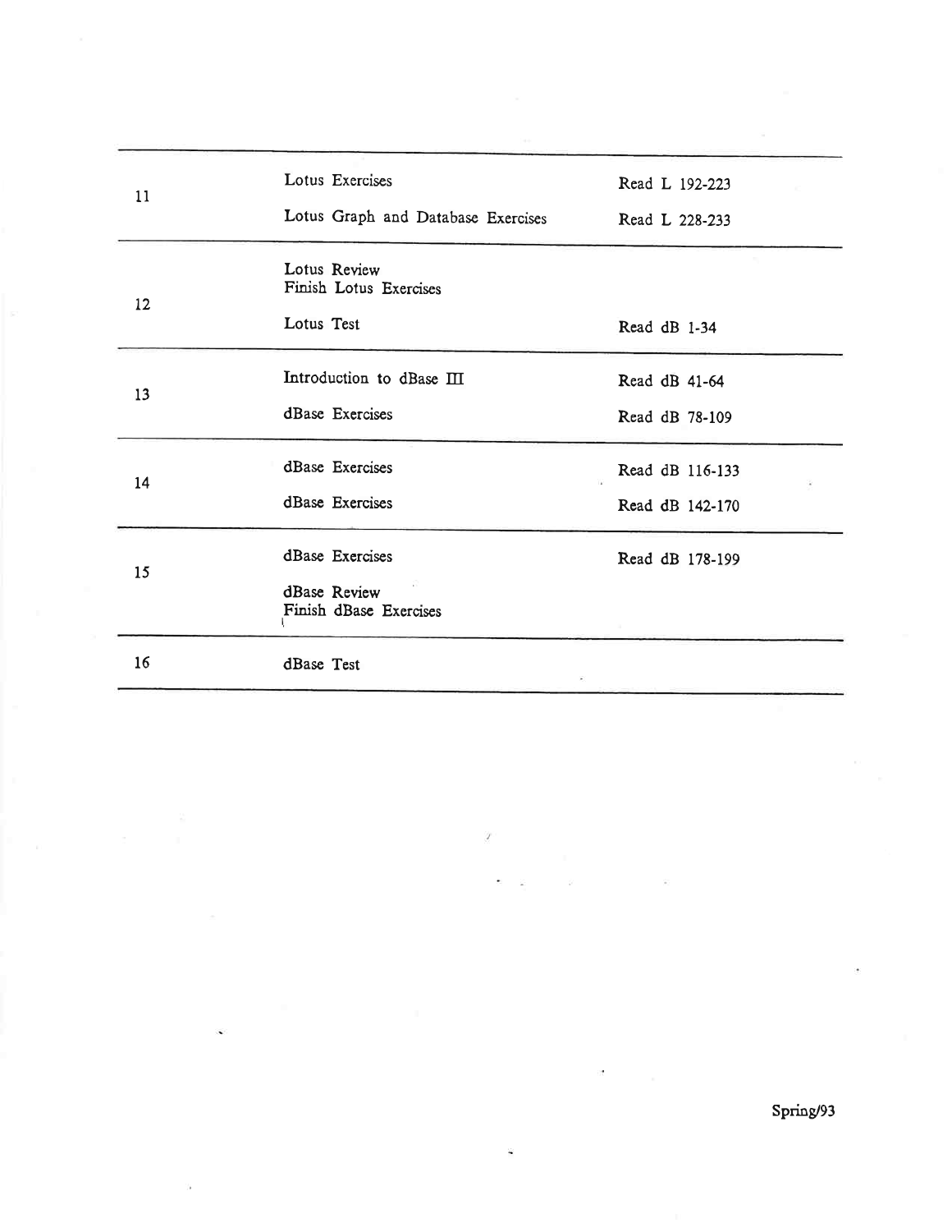| | | |
|---|---|---|
| 11 | Lotus Exercises | Read L 192-223 |
| | Lotus Graph and Database Exercises | Read L 228-233 |
| 12 | Lotus Review<br>Finish Lotus Exercises | |
| | Lotus Test | Read dB 1-34 |
| 13 | Introduction to dBase III | Read dB 41-64 |
| | dBase Exercises | Read dB 78-109 |
| 14 | dBase Exercises | Read dB 116-133 |
| | dBase Exercises | Read dB 142-170 |
| 15 | dBase Exercises | Read dB 178-199 |
| | dBase Review<br>Finish dBase Exercises | |
| 16 | dBase Test | |

Spring/93